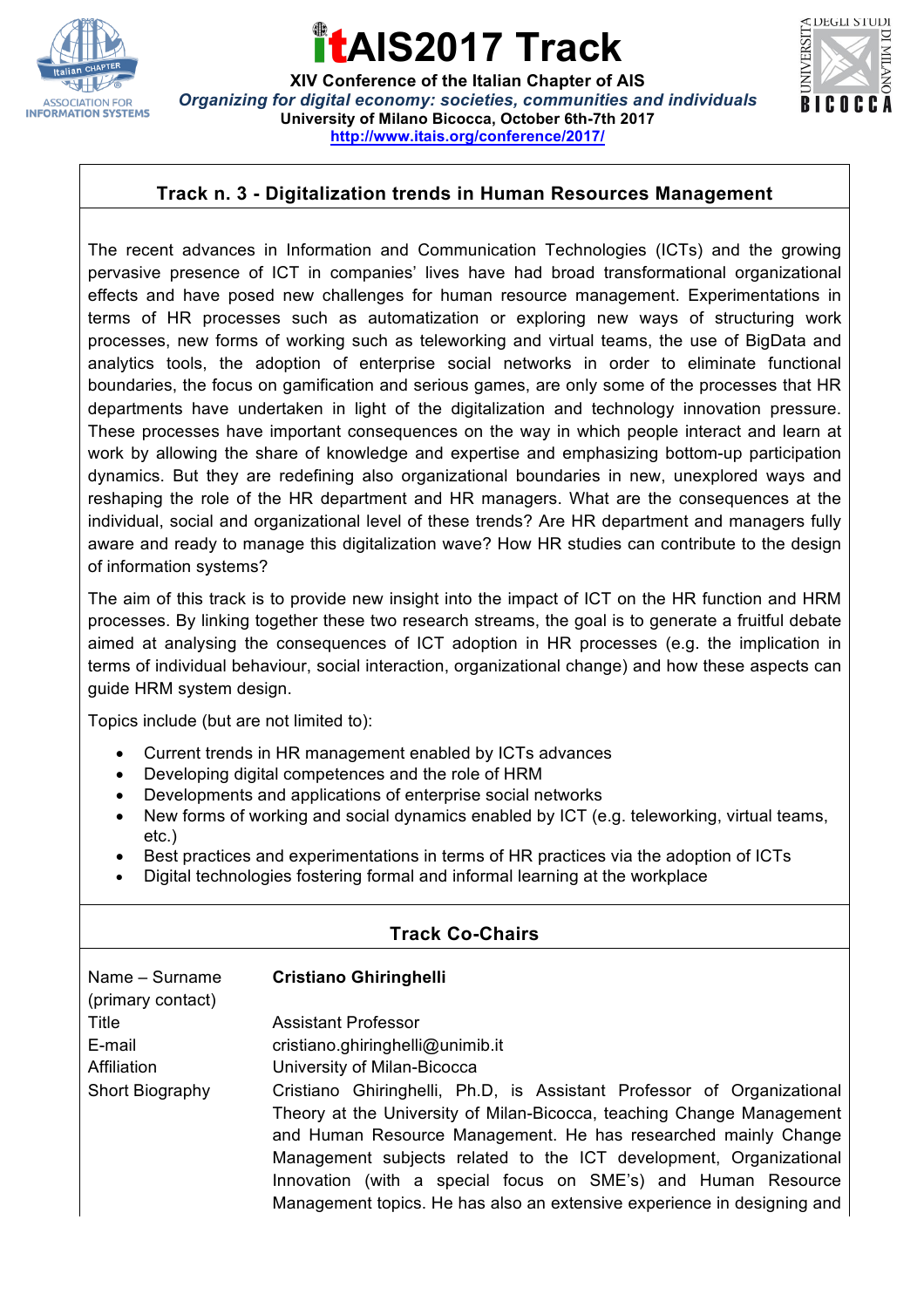# itAIS2017 Track

**XIV Conference of the Italian Chapter of AIS**

***Organizing for digital economy: societies, communities and individuals***

**University of Milano Bicocca, October 6th-7th 2017**

**http://www.itais.org/conference/2017/**

## Track n. 3 - Digitalization trends in Human Resources Management

The recent advances in Information and Communication Technologies (ICTs) and the growing pervasive presence of ICT in companies' lives have had broad transformational organizational effects and have posed new challenges for human resource management. Experimentations in terms of HR processes such as automatization or exploring new ways of structuring work processes, new forms of working such as teleworking and virtual teams, the use of BigData and analytics tools, the adoption of enterprise social networks in order to eliminate functional boundaries, the focus on gamification and serious games, are only some of the processes that HR departments have undertaken in light of the digitalization and technology innovation pressure. These processes have important consequences on the way in which people interact and learn at work by allowing the share of knowledge and expertise and emphasizing bottom-up participation dynamics. But they are redefining also organizational boundaries in new, unexplored ways and reshaping the role of the HR department and HR managers. What are the consequences at the individual, social and organizational level of these trends? Are HR department and managers fully aware and ready to manage this digitalization wave? How HR studies can contribute to the design of information systems?

The aim of this track is to provide new insight into the impact of ICT on the HR function and HRM processes. By linking together these two research streams, the goal is to generate a fruitful debate aimed at analysing the consequences of ICT adoption in HR processes (e.g. the implication in terms of individual behaviour, social interaction, organizational change) and how these aspects can guide HRM system design.

Topics include (but are not limited to):

- Current trends in HR management enabled by ICTs advances
- Developing digital competences and the role of HRM
- Developments and applications of enterprise social networks
- New forms of working and social dynamics enabled by ICT (e.g. teleworking, virtual teams, etc.)
- Best practices and experimentations in terms of HR practices via the adoption of ICTs
- Digital technologies fostering formal and informal learning at the workplace

## Track Co-Chairs

| | |
|---|---|
| Name – Surname (primary contact) | **Cristiano Ghiringhelli** |
| Title | Assistant Professor |
| E-mail | cristiano.ghiringhelli@unimib.it |
| Affiliation | University of Milan-Bicocca |
| Short Biography | Cristiano Ghiringhelli, Ph.D, is Assistant Professor of Organizational Theory at the University of Milan-Bicocca, teaching Change Management and Human Resource Management. He has researched mainly Change Management subjects related to the ICT development, Organizational Innovation (with a special focus on SME's) and Human Resource Management topics. He has also an extensive experience in designing and |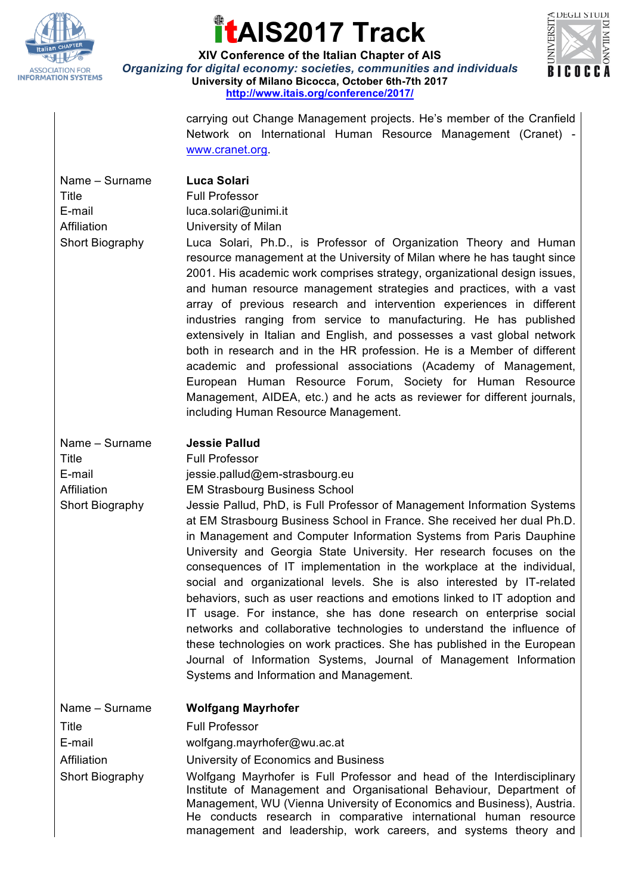carrying out Change Management projects. He's member of the Cranfield Network on International Human Resource Management (Cranet) - www.cranet.org.

| | |
|---|---|
| Name – Surname | **Luca Solari** |
| Title | Full Professor |
| E-mail | luca.solari@unimi.it |
| Affiliation | University of Milan |
| Short Biography | Luca Solari, Ph.D., is Professor of Organization Theory and Human resource management at the University of Milan where he has taught since 2001. His academic work comprises strategy, organizational design issues, and human resource management strategies and practices, with a vast array of previous research and intervention experiences in different industries ranging from service to manufacturing. He has published extensively in Italian and English, and possesses a vast global network both in research and in the HR profession. He is a Member of different academic and professional associations (Academy of Management, European Human Resource Forum, Society for Human Resource Management, AIDEA, etc.) and he acts as reviewer for different journals, including Human Resource Management. |

| | |
|---|---|
| Name – Surname | **Jessie Pallud** |
| Title | Full Professor |
| E-mail | jessie.pallud@em-strasbourg.eu |
| Affiliation | EM Strasbourg Business School |
| Short Biography | Jessie Pallud, PhD, is Full Professor of Management Information Systems at EM Strasbourg Business School in France. She received her dual Ph.D. in Management and Computer Information Systems from Paris Dauphine University and Georgia State University. Her research focuses on the consequences of IT implementation in the workplace at the individual, social and organizational levels. She is also interested by IT-related behaviors, such as user reactions and emotions linked to IT adoption and IT usage. For instance, she has done research on enterprise social networks and collaborative technologies to understand the influence of these technologies on work practices. She has published in the European Journal of Information Systems, Journal of Management Information Systems and Information and Management. |

| | |
|---|---|
| Name – Surname | **Wolfgang Mayrhofer** |
| Title | Full Professor |
| E-mail | wolfgang.mayrhofer@wu.ac.at |
| Affiliation | University of Economics and Business |
| Short Biography | Wolfgang Mayrhofer is Full Professor and head of the Interdisciplinary Institute of Management and Organisational Behaviour, Department of Management, WU (Vienna University of Economics and Business), Austria. He conducts research in comparative international human resource management and leadership, work careers, and systems theory and |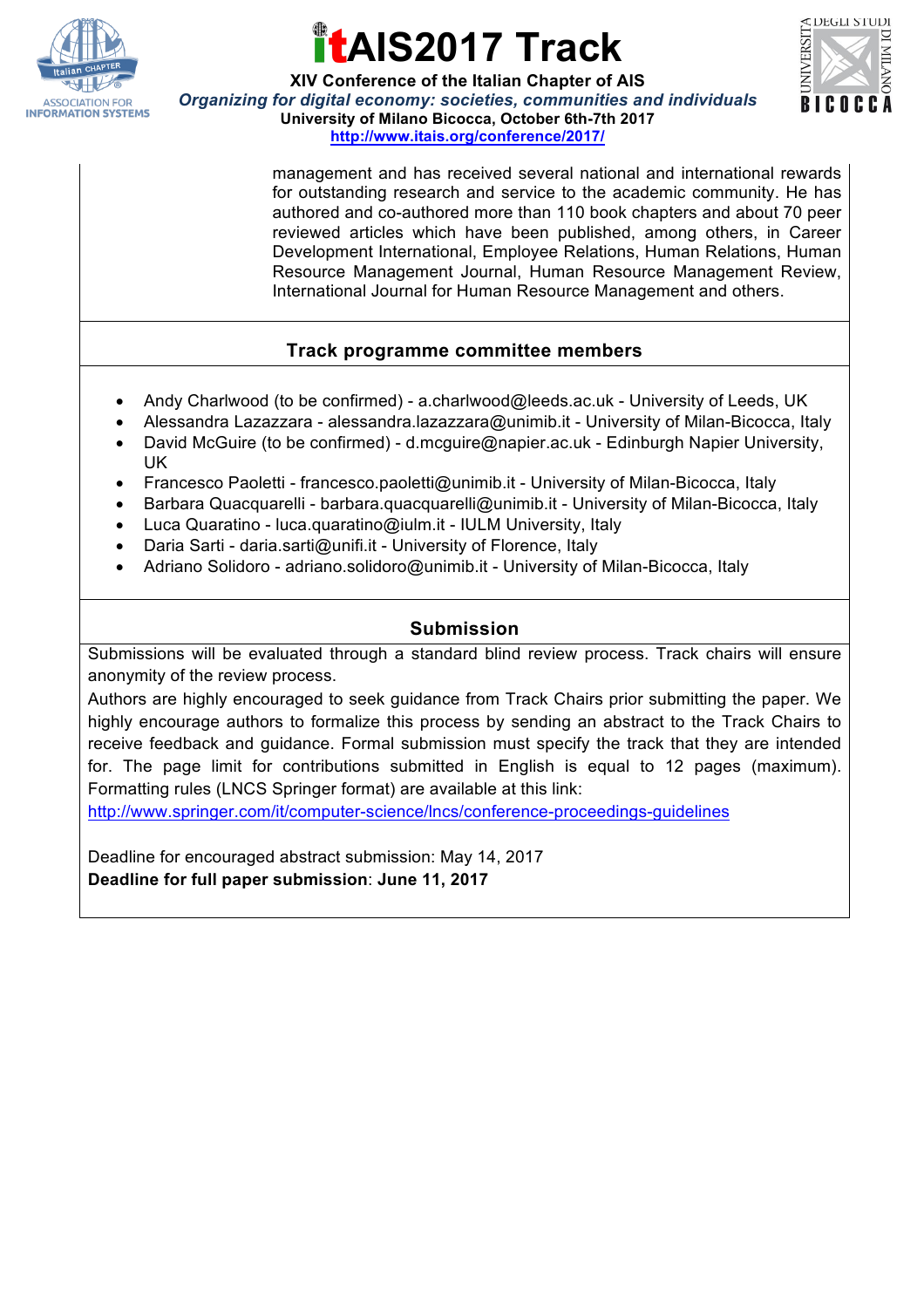management and has received several national and international rewards for outstanding research and service to the academic community. He has authored and co-authored more than 110 book chapters and about 70 peer reviewed articles which have been published, among others, in Career Development International, Employee Relations, Human Relations, Human Resource Management Journal, Human Resource Management Review, International Journal for Human Resource Management and others.

## Track programme committee members

- Andy Charlwood (to be confirmed) - a.charlwood@leeds.ac.uk - University of Leeds, UK
- Alessandra Lazazzara - alessandra.lazazzara@unimib.it - University of Milan-Bicocca, Italy
- David McGuire (to be confirmed) - d.mcguire@napier.ac.uk - Edinburgh Napier University, UK
- Francesco Paoletti - francesco.paoletti@unimib.it - University of Milan-Bicocca, Italy
- Barbara Quacquarelli - barbara.quacquarelli@unimib.it - University of Milan-Bicocca, Italy
- Luca Quaratino - luca.quaratino@iulm.it - IULM University, Italy
- Daria Sarti - daria.sarti@unifi.it - University of Florence, Italy
- Adriano Solidoro - adriano.solidoro@unimib.it - University of Milan-Bicocca, Italy

## Submission

Submissions will be evaluated through a standard blind review process. Track chairs will ensure anonymity of the review process.

Authors are highly encouraged to seek guidance from Track Chairs prior submitting the paper. We highly encourage authors to formalize this process by sending an abstract to the Track Chairs to receive feedback and guidance. Formal submission must specify the track that they are intended for. The page limit for contributions submitted in English is equal to 12 pages (maximum). Formatting rules (LNCS Springer format) are available at this link:

http://www.springer.com/it/computer-science/lncs/conference-proceedings-guidelines

Deadline for encouraged abstract submission: May 14, 2017

**Deadline for full paper submission**: **June 11, 2017**